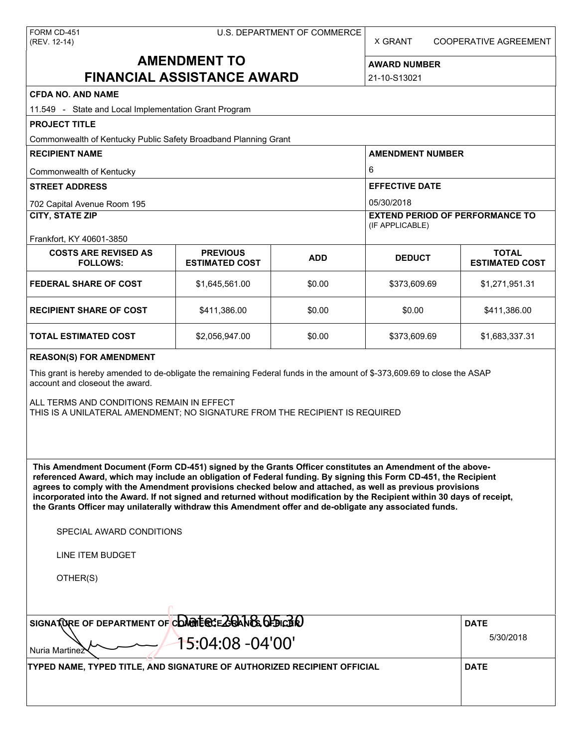FORM CD-451
(REV. 12-14)

U.S. DEPARTMENT OF COMMERCE

X GRANT    COOPERATIVE AGREEMENT

# AMENDMENT TO FINANCIAL ASSISTANCE AWARD

**AWARD NUMBER**
21-10-S13021

**CFDA NO. AND NAME**
11.549 - State and Local Implementation Grant Program

**PROJECT TITLE**
Commonwealth of Kentucky Public Safety Broadband Planning Grant

**RECIPIENT NAME**
Commonwealth of Kentucky

**AMENDMENT NUMBER**
6

**STREET ADDRESS**
702 Capital Avenue Room 195

**EFFECTIVE DATE**
05/30/2018

**CITY, STATE ZIP**
Frankfort, KY 40601-3850

**EXTEND PERIOD OF PERFORMANCE TO** (IF APPLICABLE)

| COSTS ARE REVISED AS FOLLOWS: | PREVIOUS ESTIMATED COST | ADD | DEDUCT | TOTAL ESTIMATED COST |
|---|---|---|---|---|
| FEDERAL SHARE OF COST | $1,645,561.00 | $0.00 | $373,609.69 | $1,271,951.31 |
| RECIPIENT SHARE OF COST | $411,386.00 | $0.00 | $0.00 | $411,386.00 |
| TOTAL ESTIMATED COST | $2,056,947.00 | $0.00 | $373,609.69 | $1,683,337.31 |

**REASON(S) FOR AMENDMENT**

This grant is hereby amended to de-obligate the remaining Federal funds in the amount of $-373,609.69 to close the ASAP account and closeout the award.

ALL TERMS AND CONDITIONS REMAIN IN EFFECT
THIS IS A UNILATERAL AMENDMENT; NO SIGNATURE FROM THE RECIPIENT IS REQUIRED

**This Amendment Document (Form CD-451) signed by the Grants Officer constitutes an Amendment of the above-referenced Award, which may include an obligation of Federal funding. By signing this Form CD-451, the Recipient agrees to comply with the Amendment provisions checked below and attached, as well as previous provisions incorporated into the Award. If not signed and returned without modification by the Recipient within 30 days of receipt, the Grants Officer may unilaterally withdraw this Amendment offer and de-obligate any associated funds.**

SPECIAL AWARD CONDITIONS

LINE ITEM BUDGET

OTHER(S)

**SIGNATURE OF DEPARTMENT OF COMMERCE GRANTS OFFICER**
Nuria Martinez
Date: 2018.05.30 15:04:08 -04'00'

**DATE**
5/30/2018

**TYPED NAME, TYPED TITLE, AND SIGNATURE OF AUTHORIZED RECIPIENT OFFICIAL**

**DATE**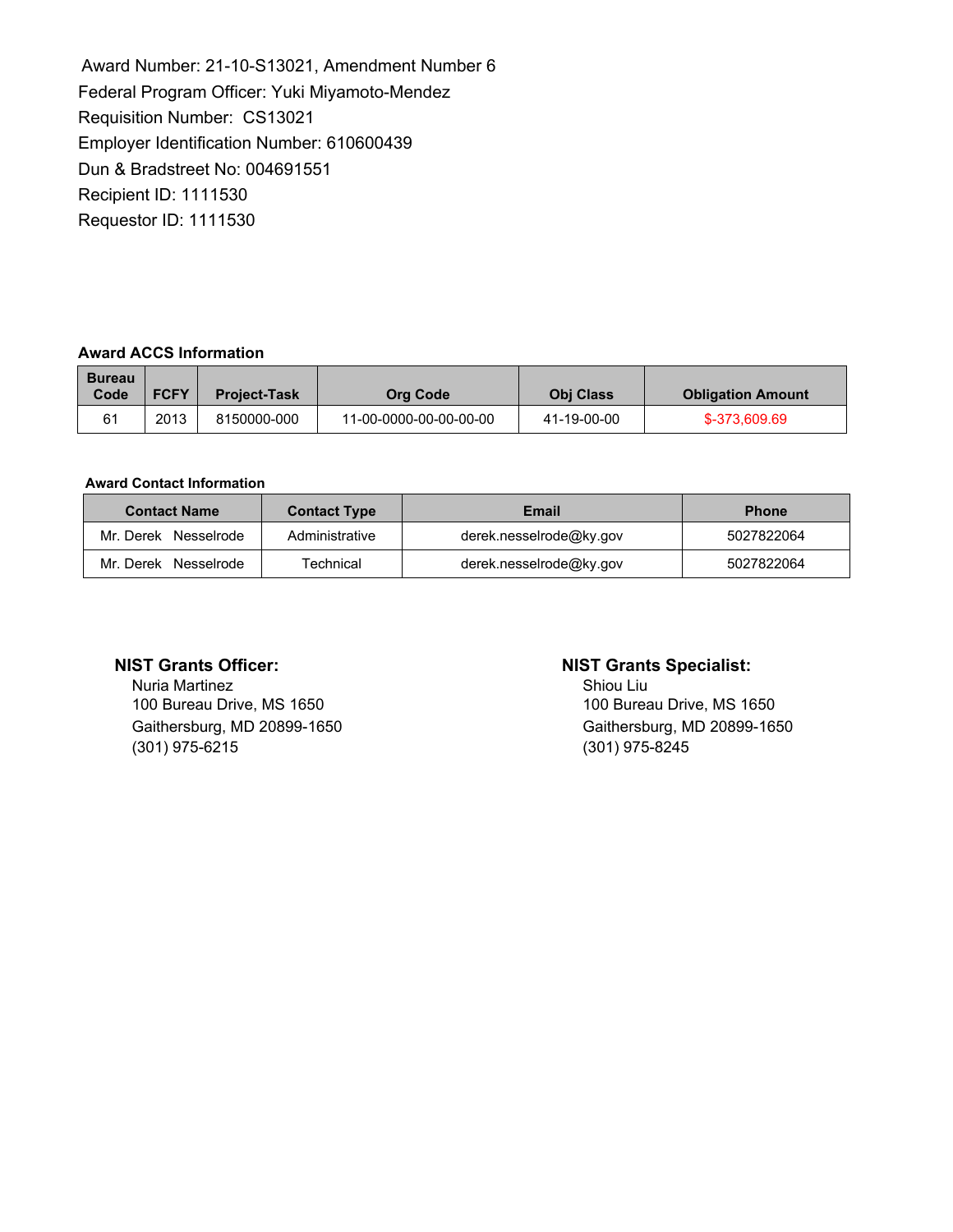Award Number: 21-10-S13021, Amendment Number 6
Federal Program Officer: Yuki Miyamoto-Mendez
Requisition Number: CS13021
Employer Identification Number: 610600439
Dun & Bradstreet No: 004691551
Recipient ID: 1111530
Requestor ID: 1111530

**Award ACCS Information**

| Bureau Code | FCFY | Project-Task | Org Code | Obj Class | Obligation Amount |
|---|---|---|---|---|---|
| 61 | 2013 | 8150000-000 | 11-00-0000-00-00-00-00 | 41-19-00-00 | $-373,609.69 |

**Award Contact Information**

| Contact Name | Contact Type | Email | Phone |
|---|---|---|---|
| Mr. Derek Nesselrode | Administrative | derek.nesselrode@ky.gov | 5027822064 |
| Mr. Derek Nesselrode | Technical | derek.nesselrode@ky.gov | 5027822064 |

**NIST Grants Officer:**
Nuria Martinez
100 Bureau Drive, MS 1650
Gaithersburg, MD 20899-1650
(301) 975-6215

**NIST Grants Specialist:**
Shiou Liu
100 Bureau Drive, MS 1650
Gaithersburg, MD 20899-1650
(301) 975-8245